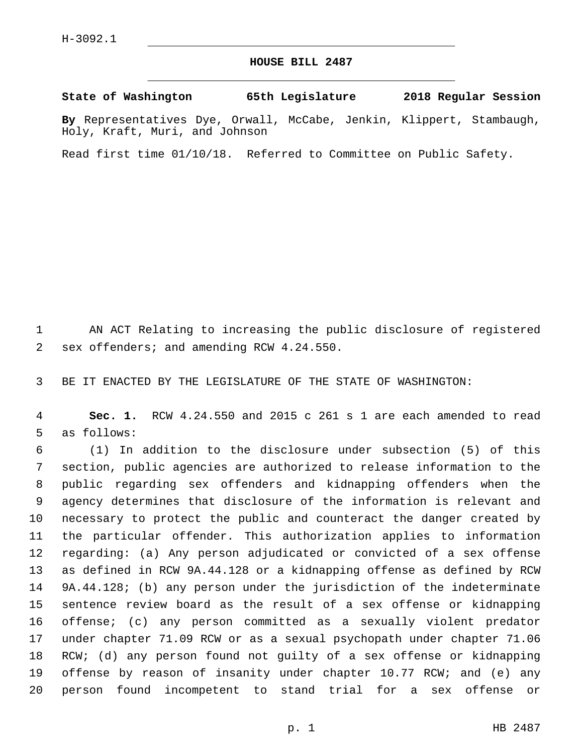H-3092.1

# HOUSE BILL 2487

**State of Washington 65th Legislature 2018 Regular Session**

**By** Representatives Dye, Orwall, McCabe, Jenkin, Klippert, Stambaugh, Holy, Kraft, Muri, and Johnson

Read first time 01/10/18. Referred to Committee on Public Safety.

AN ACT Relating to increasing the public disclosure of registered sex offenders; and amending RCW 4.24.550.

BE IT ENACTED BY THE LEGISLATURE OF THE STATE OF WASHINGTON:

**Sec. 1.** RCW 4.24.550 and 2015 c 261 s 1 are each amended to read as follows:

(1) In addition to the disclosure under subsection (5) of this section, public agencies are authorized to release information to the public regarding sex offenders and kidnapping offenders when the agency determines that disclosure of the information is relevant and necessary to protect the public and counteract the danger created by the particular offender. This authorization applies to information regarding: (a) Any person adjudicated or convicted of a sex offense as defined in RCW 9A.44.128 or a kidnapping offense as defined by RCW 9A.44.128; (b) any person under the jurisdiction of the indeterminate sentence review board as the result of a sex offense or kidnapping offense; (c) any person committed as a sexually violent predator under chapter 71.09 RCW or as a sexual psychopath under chapter 71.06 RCW; (d) any person found not guilty of a sex offense or kidnapping offense by reason of insanity under chapter 10.77 RCW; and (e) any person found incompetent to stand trial for a sex offense or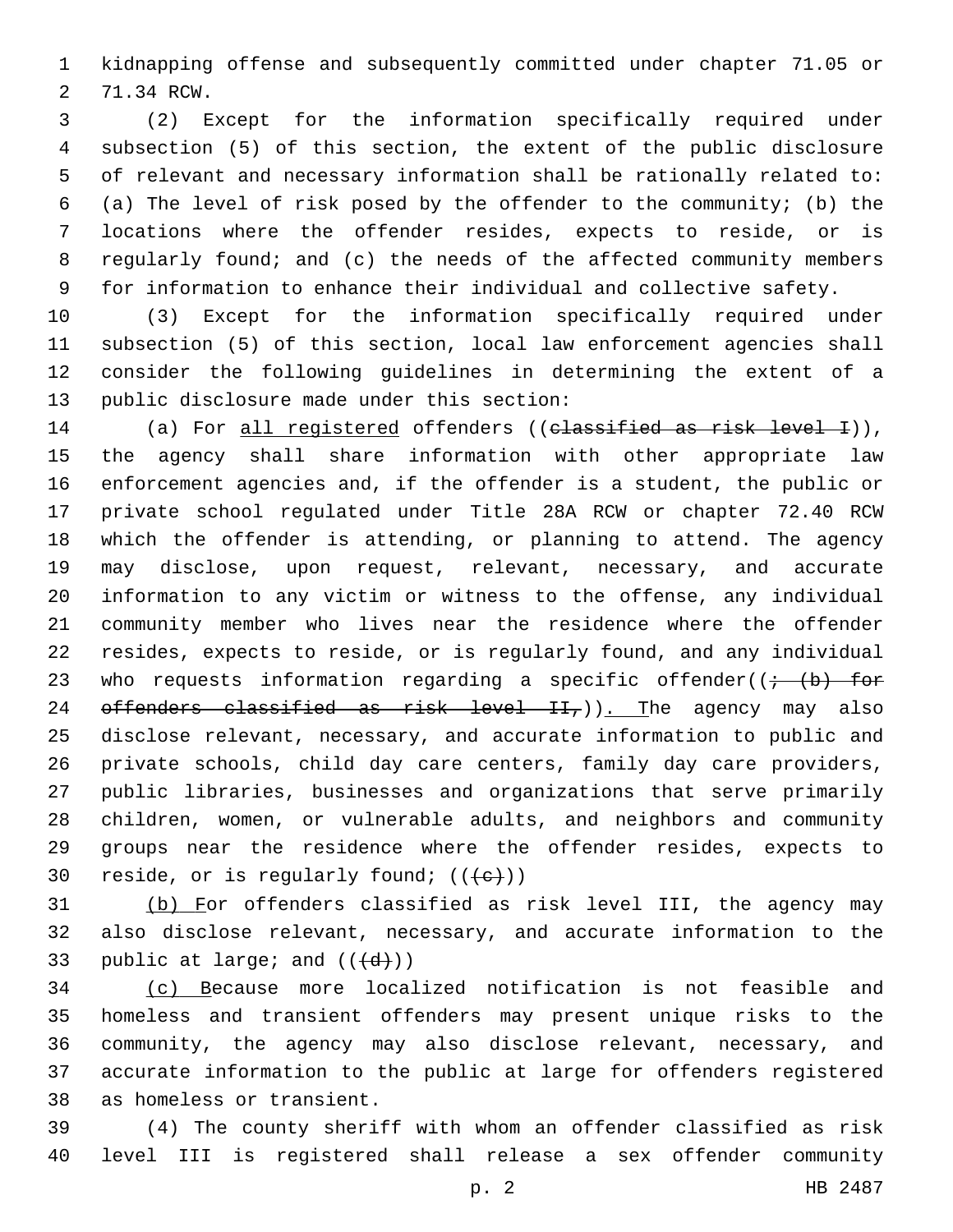kidnapping offense and subsequently committed under chapter 71.05 or 71.34 RCW.

(2) Except for the information specifically required under subsection (5) of this section, the extent of the public disclosure of relevant and necessary information shall be rationally related to: (a) The level of risk posed by the offender to the community; (b) the locations where the offender resides, expects to reside, or is regularly found; and (c) the needs of the affected community members for information to enhance their individual and collective safety.

(3) Except for the information specifically required under subsection (5) of this section, local law enforcement agencies shall consider the following guidelines in determining the extent of a public disclosure made under this section:

(a) For all registered offenders ((~~classified as risk level I~~)), the agency shall share information with other appropriate law enforcement agencies and, if the offender is a student, the public or private school regulated under Title 28A RCW or chapter 72.40 RCW which the offender is attending, or planning to attend. The agency may disclose, upon request, relevant, necessary, and accurate information to any victim or witness to the offense, any individual community member who lives near the residence where the offender resides, expects to reside, or is regularly found, and any individual who requests information regarding a specific offender((~~; (b) for offenders classified as risk level II,~~)). The agency may also disclose relevant, necessary, and accurate information to public and private schools, child day care centers, family day care providers, public libraries, businesses and organizations that serve primarily children, women, or vulnerable adults, and neighbors and community groups near the residence where the offender resides, expects to reside, or is regularly found; ((~~(c)~~))

(b) For offenders classified as risk level III, the agency may also disclose relevant, necessary, and accurate information to the public at large; and ((~~(d)~~))

(c) Because more localized notification is not feasible and homeless and transient offenders may present unique risks to the community, the agency may also disclose relevant, necessary, and accurate information to the public at large for offenders registered as homeless or transient.

(4) The county sheriff with whom an offender classified as risk level III is registered shall release a sex offender community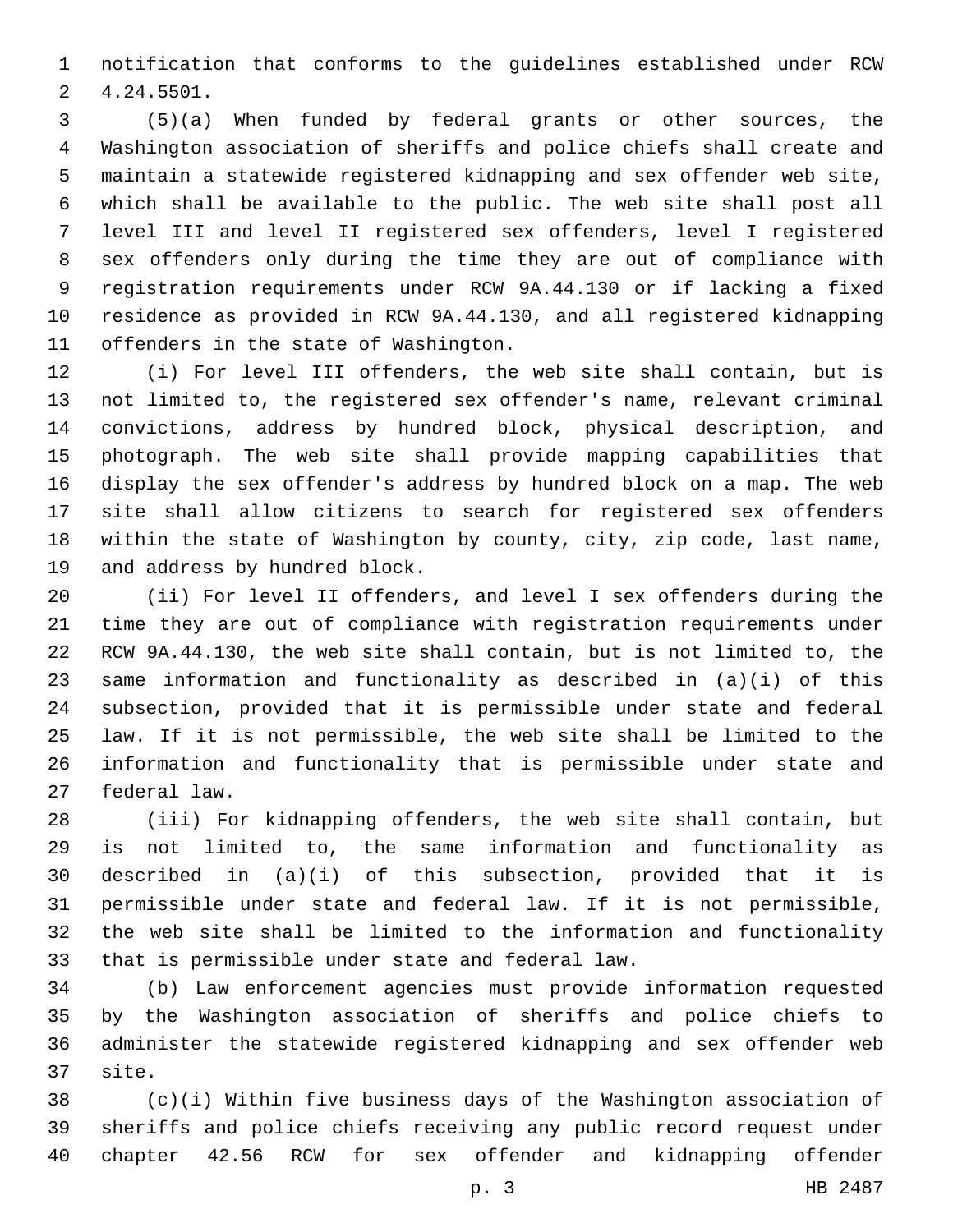notification that conforms to the guidelines established under RCW 4.24.5501.

(5)(a) When funded by federal grants or other sources, the Washington association of sheriffs and police chiefs shall create and maintain a statewide registered kidnapping and sex offender web site, which shall be available to the public. The web site shall post all level III and level II registered sex offenders, level I registered sex offenders only during the time they are out of compliance with registration requirements under RCW 9A.44.130 or if lacking a fixed residence as provided in RCW 9A.44.130, and all registered kidnapping offenders in the state of Washington.

(i) For level III offenders, the web site shall contain, but is not limited to, the registered sex offender's name, relevant criminal convictions, address by hundred block, physical description, and photograph. The web site shall provide mapping capabilities that display the sex offender's address by hundred block on a map. The web site shall allow citizens to search for registered sex offenders within the state of Washington by county, city, zip code, last name, and address by hundred block.

(ii) For level II offenders, and level I sex offenders during the time they are out of compliance with registration requirements under RCW 9A.44.130, the web site shall contain, but is not limited to, the same information and functionality as described in (a)(i) of this subsection, provided that it is permissible under state and federal law. If it is not permissible, the web site shall be limited to the information and functionality that is permissible under state and federal law.

(iii) For kidnapping offenders, the web site shall contain, but is not limited to, the same information and functionality as described in (a)(i) of this subsection, provided that it is permissible under state and federal law. If it is not permissible, the web site shall be limited to the information and functionality that is permissible under state and federal law.

(b) Law enforcement agencies must provide information requested by the Washington association of sheriffs and police chiefs to administer the statewide registered kidnapping and sex offender web site.

(c)(i) Within five business days of the Washington association of sheriffs and police chiefs receiving any public record request under chapter 42.56 RCW for sex offender and kidnapping offender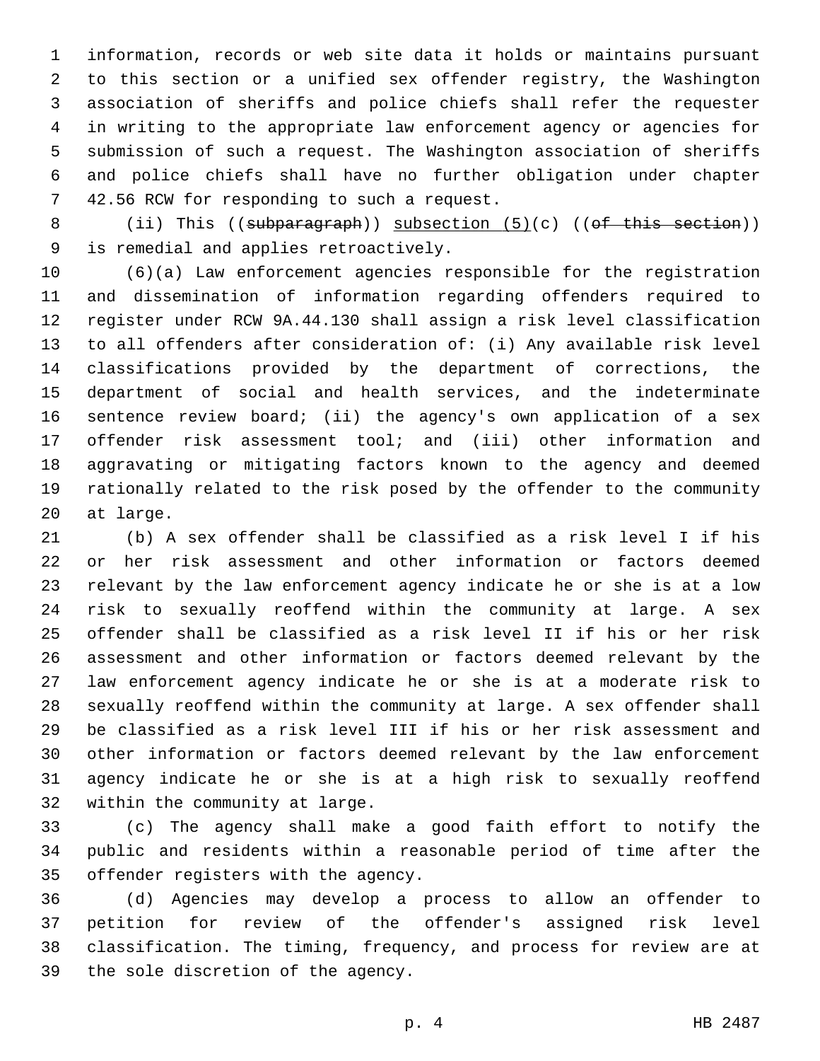information, records or web site data it holds or maintains pursuant to this section or a unified sex offender registry, the Washington association of sheriffs and police chiefs shall refer the requester in writing to the appropriate law enforcement agency or agencies for submission of such a request. The Washington association of sheriffs and police chiefs shall have no further obligation under chapter 42.56 RCW for responding to such a request.

(ii) This ((~~subparagraph~~)) subsection (5)(c) ((~~of this section~~)) is remedial and applies retroactively.

(6)(a) Law enforcement agencies responsible for the registration and dissemination of information regarding offenders required to register under RCW 9A.44.130 shall assign a risk level classification to all offenders after consideration of: (i) Any available risk level classifications provided by the department of corrections, the department of social and health services, and the indeterminate sentence review board; (ii) the agency's own application of a sex offender risk assessment tool; and (iii) other information and aggravating or mitigating factors known to the agency and deemed rationally related to the risk posed by the offender to the community at large.

(b) A sex offender shall be classified as a risk level I if his or her risk assessment and other information or factors deemed relevant by the law enforcement agency indicate he or she is at a low risk to sexually reoffend within the community at large. A sex offender shall be classified as a risk level II if his or her risk assessment and other information or factors deemed relevant by the law enforcement agency indicate he or she is at a moderate risk to sexually reoffend within the community at large. A sex offender shall be classified as a risk level III if his or her risk assessment and other information or factors deemed relevant by the law enforcement agency indicate he or she is at a high risk to sexually reoffend within the community at large.

(c) The agency shall make a good faith effort to notify the public and residents within a reasonable period of time after the offender registers with the agency.

(d) Agencies may develop a process to allow an offender to petition for review of the offender's assigned risk level classification. The timing, frequency, and process for review are at the sole discretion of the agency.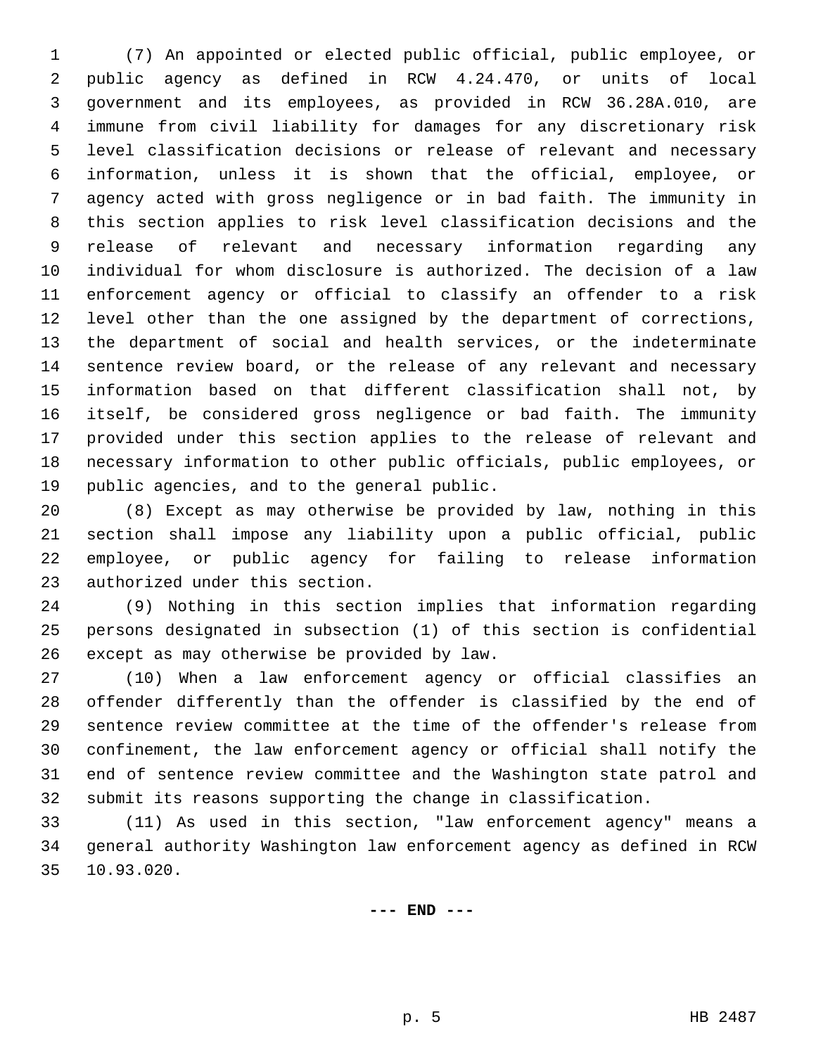(7) An appointed or elected public official, public employee, or public agency as defined in RCW 4.24.470, or units of local government and its employees, as provided in RCW 36.28A.010, are immune from civil liability for damages for any discretionary risk level classification decisions or release of relevant and necessary information, unless it is shown that the official, employee, or agency acted with gross negligence or in bad faith. The immunity in this section applies to risk level classification decisions and the release of relevant and necessary information regarding any individual for whom disclosure is authorized. The decision of a law enforcement agency or official to classify an offender to a risk level other than the one assigned by the department of corrections, the department of social and health services, or the indeterminate sentence review board, or the release of any relevant and necessary information based on that different classification shall not, by itself, be considered gross negligence or bad faith. The immunity provided under this section applies to the release of relevant and necessary information to other public officials, public employees, or public agencies, and to the general public.

(8) Except as may otherwise be provided by law, nothing in this section shall impose any liability upon a public official, public employee, or public agency for failing to release information authorized under this section.

(9) Nothing in this section implies that information regarding persons designated in subsection (1) of this section is confidential except as may otherwise be provided by law.

(10) When a law enforcement agency or official classifies an offender differently than the offender is classified by the end of sentence review committee at the time of the offender's release from confinement, the law enforcement agency or official shall notify the end of sentence review committee and the Washington state patrol and submit its reasons supporting the change in classification.

(11) As used in this section, "law enforcement agency" means a general authority Washington law enforcement agency as defined in RCW 10.93.020.

**--- END ---**